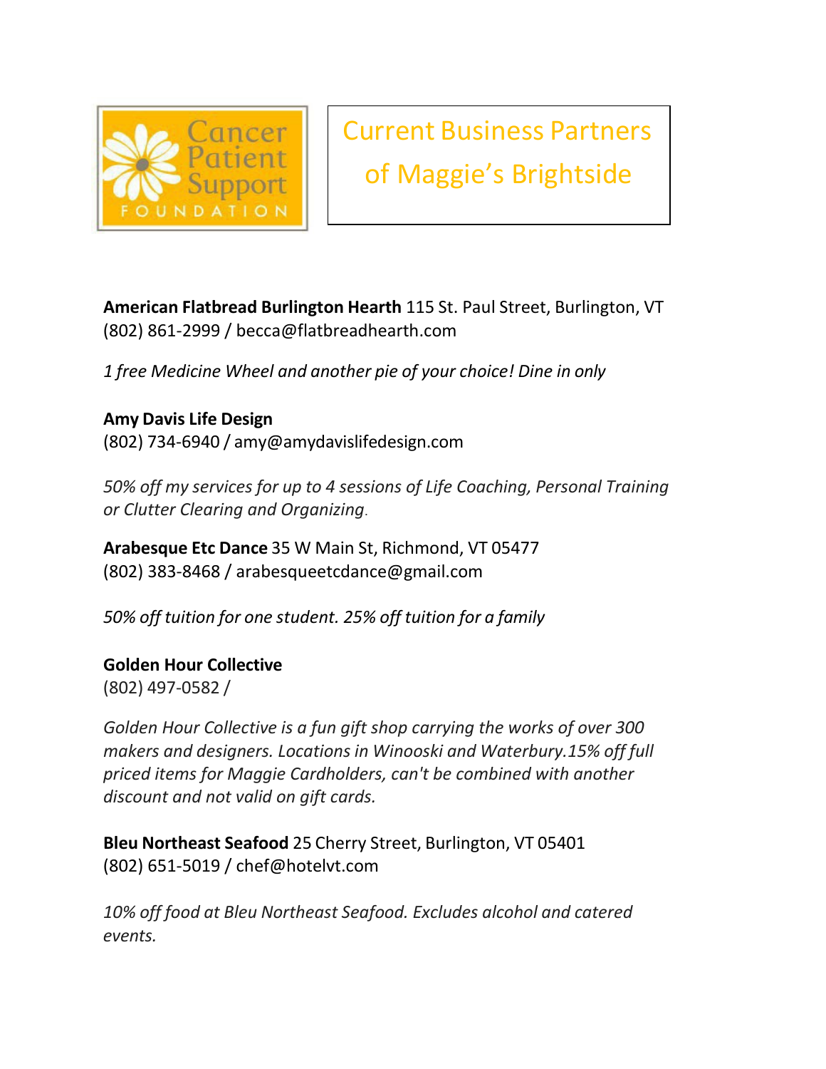Cancer Patient Support FOUNDATION

# Current Business Partners of Maggie's Brightside

**American Flatbread Burlington Hearth** 115 St. Paul Street, Burlington, VT
(802) 861-2999 / becca@flatbreadhearth.com

*1 free Medicine Wheel and another pie of your choice! Dine in only*

**Amy Davis Life Design**
(802) 734-6940 / amy@amydavislifedesign.com

*50% off my services for up to 4 sessions of Life Coaching, Personal Training or Clutter Clearing and Organizing.*

**Arabesque Etc Dance** 35 W Main St, Richmond, VT 05477
(802) 383-8468 / arabesqueetcdance@gmail.com

*50% off tuition for one student. 25% off tuition for a family*

**Golden Hour Collective**
(802) 497-0582 /

*Golden Hour Collective is a fun gift shop carrying the works of over 300 makers and designers. Locations in Winooski and Waterbury.15% off full priced items for Maggie Cardholders, can't be combined with another discount and not valid on gift cards.*

**Bleu Northeast Seafood** 25 Cherry Street, Burlington, VT 05401
(802) 651-5019 / chef@hotelvt.com

*10% off food at Bleu Northeast Seafood. Excludes alcohol and catered events.*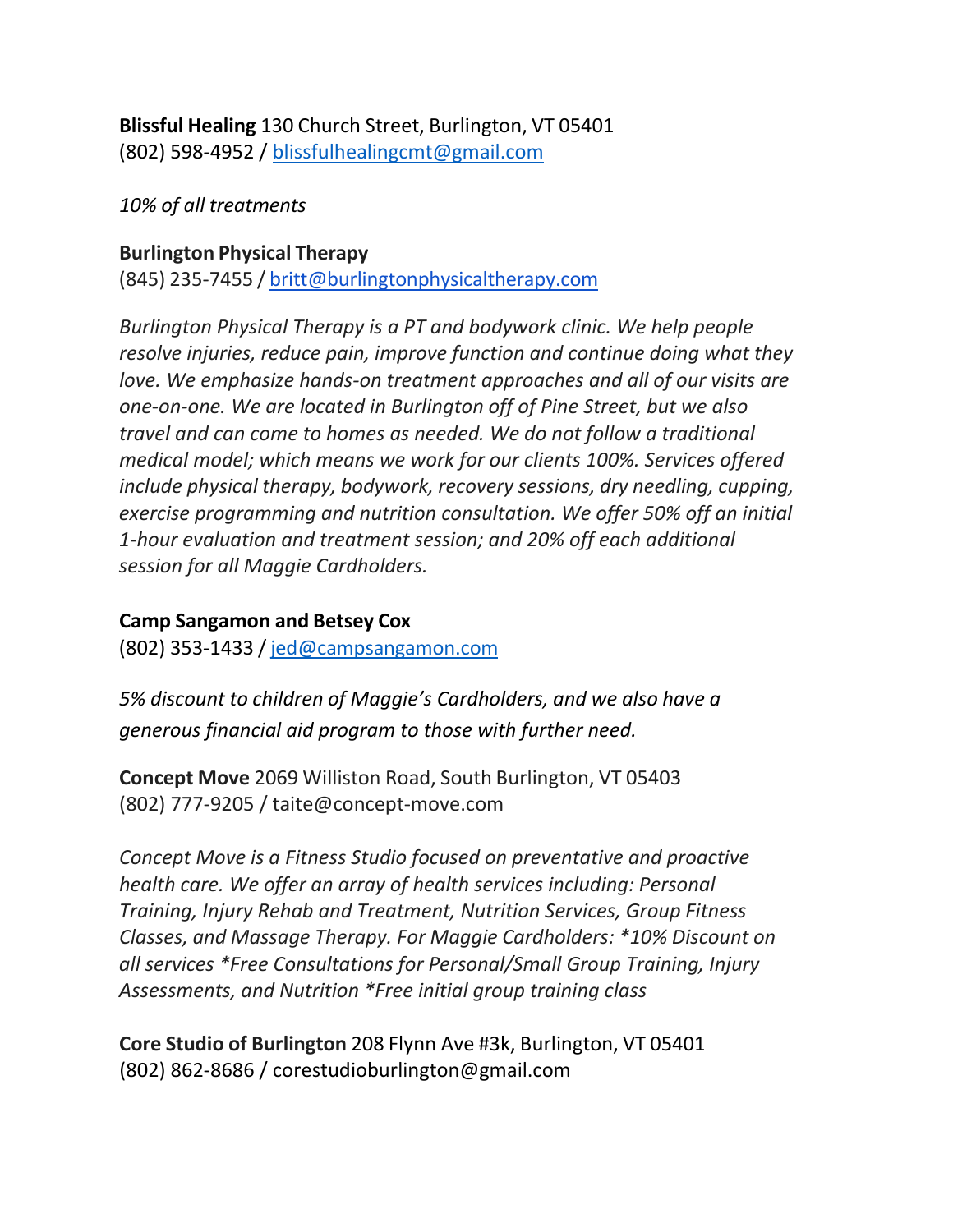**Blissful Healing** 130 Church Street, Burlington, VT 05401
(802) 598-4952 / blissfulhealingcmt@gmail.com

*10% of all treatments*

**Burlington Physical Therapy**
(845) 235-7455 / britt@burlingtonphysicaltherapy.com

*Burlington Physical Therapy is a PT and bodywork clinic. We help people resolve injuries, reduce pain, improve function and continue doing what they love. We emphasize hands-on treatment approaches and all of our visits are one-on-one. We are located in Burlington off of Pine Street, but we also travel and can come to homes as needed. We do not follow a traditional medical model; which means we work for our clients 100%. Services offered include physical therapy, bodywork, recovery sessions, dry needling, cupping, exercise programming and nutrition consultation. We offer 50% off an initial 1-hour evaluation and treatment session; and 20% off each additional session for all Maggie Cardholders.*

**Camp Sangamon and Betsey Cox**
(802) 353-1433 / jed@campsangamon.com

*5% discount to children of Maggie's Cardholders, and we also have a generous financial aid program to those with further need.*

**Concept Move** 2069 Williston Road, South Burlington, VT 05403
(802) 777-9205 / taite@concept-move.com

*Concept Move is a Fitness Studio focused on preventative and proactive health care. We offer an array of health services including: Personal Training, Injury Rehab and Treatment, Nutrition Services, Group Fitness Classes, and Massage Therapy. For Maggie Cardholders: *10% Discount on all services *Free Consultations for Personal/Small Group Training, Injury Assessments, and Nutrition *Free initial group training class*

**Core Studio of Burlington** 208 Flynn Ave #3k, Burlington, VT 05401
(802) 862-8686 / corestudioburlington@gmail.com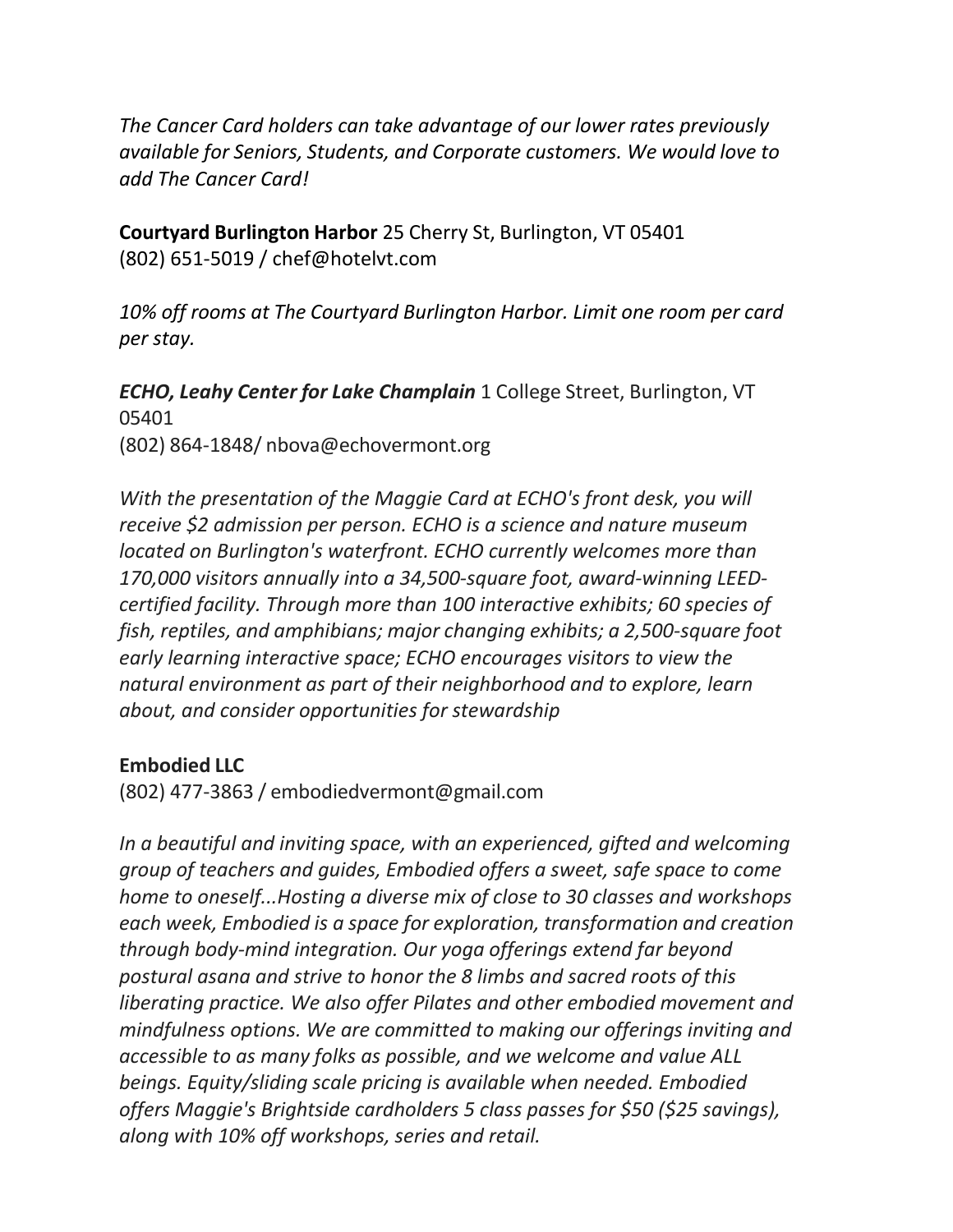*The Cancer Card holders can take advantage of our lower rates previously available for Seniors, Students, and Corporate customers. We would love to add The Cancer Card!*

**Courtyard Burlington Harbor** 25 Cherry St, Burlington, VT 05401
(802) 651-5019 / chef@hotelvt.com

*10% off rooms at The Courtyard Burlington Harbor. Limit one room per card per stay.*

***ECHO, Leahy Center for Lake Champlain*** 1 College Street, Burlington, VT 05401
(802) 864-1848/ nbova@echovermont.org

*With the presentation of the Maggie Card at ECHO's front desk, you will receive $2 admission per person. ECHO is a science and nature museum located on Burlington's waterfront. ECHO currently welcomes more than 170,000 visitors annually into a 34,500-square foot, award-winning LEED-certified facility. Through more than 100 interactive exhibits; 60 species of fish, reptiles, and amphibians; major changing exhibits; a 2,500-square foot early learning interactive space; ECHO encourages visitors to view the natural environment as part of their neighborhood and to explore, learn about, and consider opportunities for stewardship*

**Embodied LLC**
(802) 477-3863 / embodiedvermont@gmail.com

*In a beautiful and inviting space, with an experienced, gifted and welcoming group of teachers and guides, Embodied offers a sweet, safe space to come home to oneself...Hosting a diverse mix of close to 30 classes and workshops each week, Embodied is a space for exploration, transformation and creation through body-mind integration. Our yoga offerings extend far beyond postural asana and strive to honor the 8 limbs and sacred roots of this liberating practice. We also offer Pilates and other embodied movement and mindfulness options. We are committed to making our offerings inviting and accessible to as many folks as possible, and we welcome and value ALL beings. Equity/sliding scale pricing is available when needed. Embodied offers Maggie's Brightside cardholders 5 class passes for $50 ($25 savings), along with 10% off workshops, series and retail.*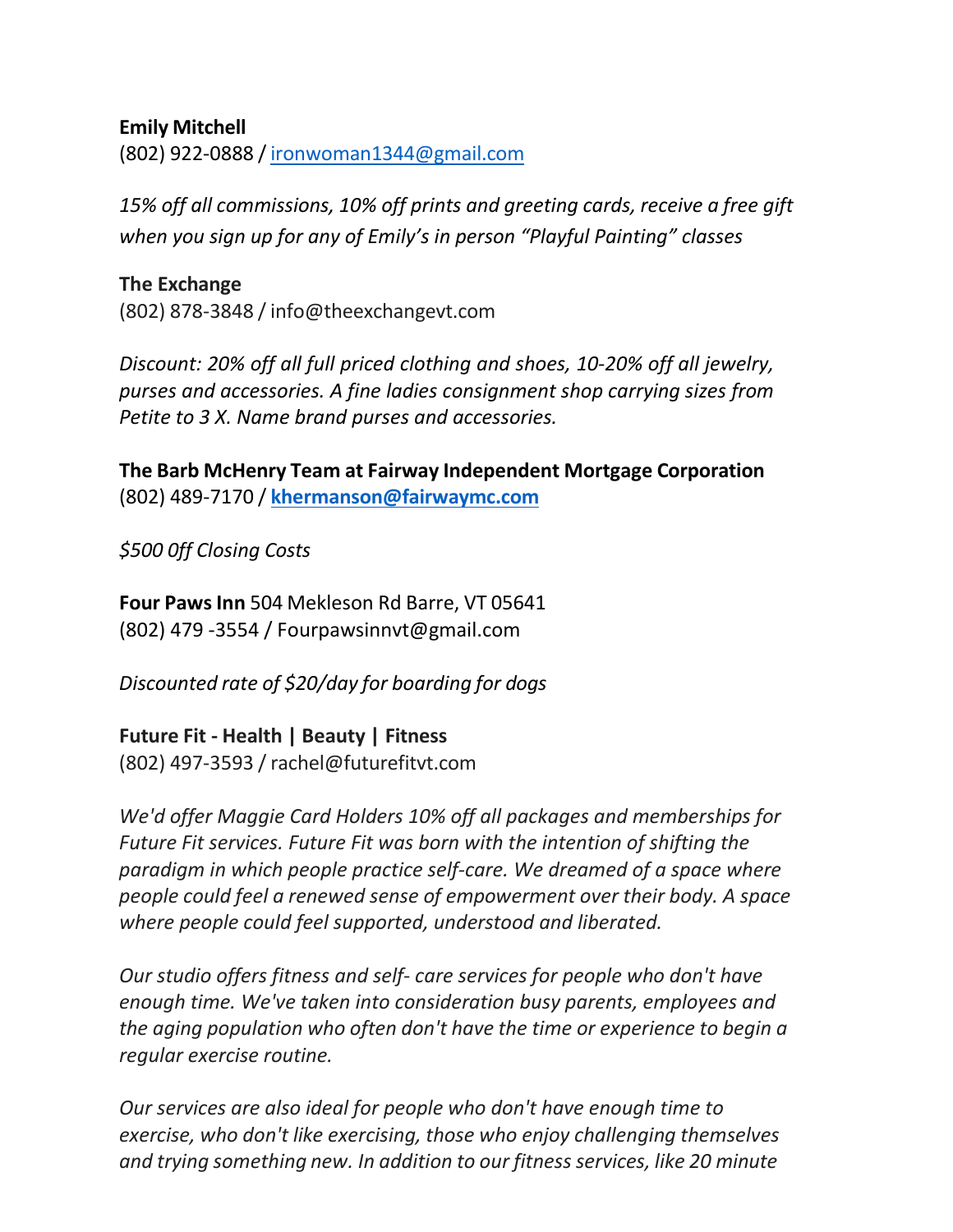**Emily Mitchell**
(802) 922-0888 / ironwoman1344@gmail.com

*15% off all commissions, 10% off prints and greeting cards, receive a free gift when you sign up for any of Emily's in person "Playful Painting" classes*

**The Exchange**
(802) 878-3848 / info@theexchangevt.com

*Discount: 20% off all full priced clothing and shoes, 10-20% off all jewelry, purses and accessories. A fine ladies consignment shop carrying sizes from Petite to 3 X. Name brand purses and accessories.*

**The Barb McHenry Team at Fairway Independent Mortgage Corporation**
(802) 489-7170 / **khermanson@fairwaymc.com**

*$500 0ff Closing Costs*

**Four Paws Inn** 504 Mekleson Rd Barre, VT 05641
(802) 479 -3554 / Fourpawsinnvt@gmail.com

*Discounted rate of $20/day for boarding for dogs*

**Future Fit - Health | Beauty | Fitness**
(802) 497-3593 / rachel@futurefitvt.com

*We'd offer Maggie Card Holders 10% off all packages and memberships for Future Fit services. Future Fit was born with the intention of shifting the paradigm in which people practice self-care. We dreamed of a space where people could feel a renewed sense of empowerment over their body. A space where people could feel supported, understood and liberated.*

*Our studio offers fitness and self- care services for people who don't have enough time. We've taken into consideration busy parents, employees and the aging population who often don't have the time or experience to begin a regular exercise routine.*

*Our services are also ideal for people who don't have enough time to exercise, who don't like exercising, those who enjoy challenging themselves and trying something new. In addition to our fitness services, like 20 minute*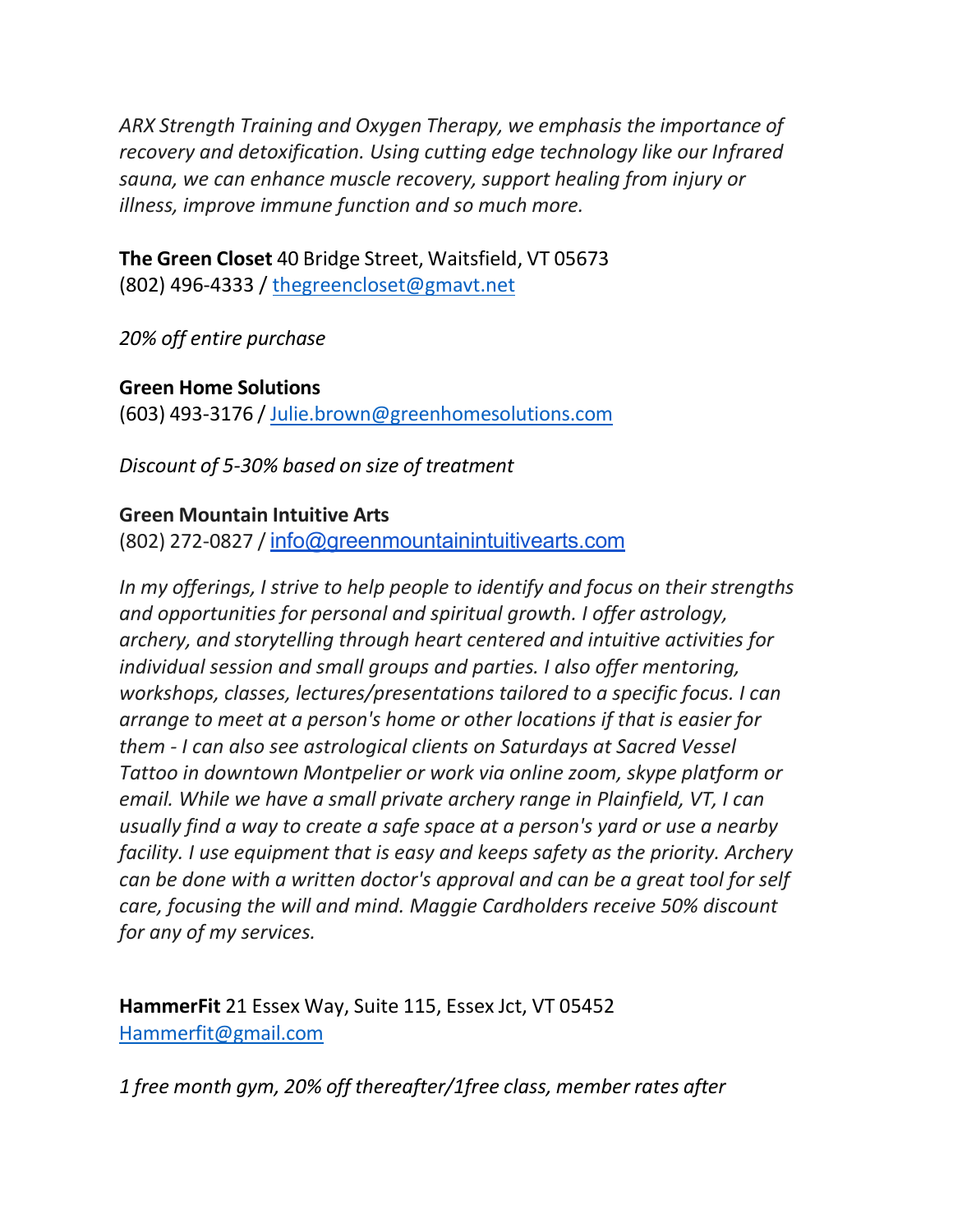*ARX Strength Training and Oxygen Therapy, we emphasis the importance of recovery and detoxification. Using cutting edge technology like our Infrared sauna, we can enhance muscle recovery, support healing from injury or illness, improve immune function and so much more.*

**The Green Closet** 40 Bridge Street, Waitsfield, VT 05673
(802) 496-4333 / thegreencloset@gmavt.net

*20% off entire purchase*

**Green Home Solutions**
(603) 493-3176 / Julie.brown@greenhomesolutions.com

*Discount of 5-30% based on size of treatment*

**Green Mountain Intuitive Arts**
(802) 272-0827 / info@greenmountainintuitivearts.com

*In my offerings, I strive to help people to identify and focus on their strengths and opportunities for personal and spiritual growth. I offer astrology, archery, and storytelling through heart centered and intuitive activities for individual session and small groups and parties. I also offer mentoring, workshops, classes, lectures/presentations tailored to a specific focus. I can arrange to meet at a person's home or other locations if that is easier for them - I can also see astrological clients on Saturdays at Sacred Vessel Tattoo in downtown Montpelier or work via online zoom, skype platform or email. While we have a small private archery range in Plainfield, VT, I can usually find a way to create a safe space at a person's yard or use a nearby facility. I use equipment that is easy and keeps safety as the priority. Archery can be done with a written doctor's approval and can be a great tool for self care, focusing the will and mind. Maggie Cardholders receive 50% discount for any of my services.*

**HammerFit** 21 Essex Way, Suite 115, Essex Jct, VT 05452
Hammerfit@gmail.com

*1 free month gym, 20% off thereafter/1free class, member rates after*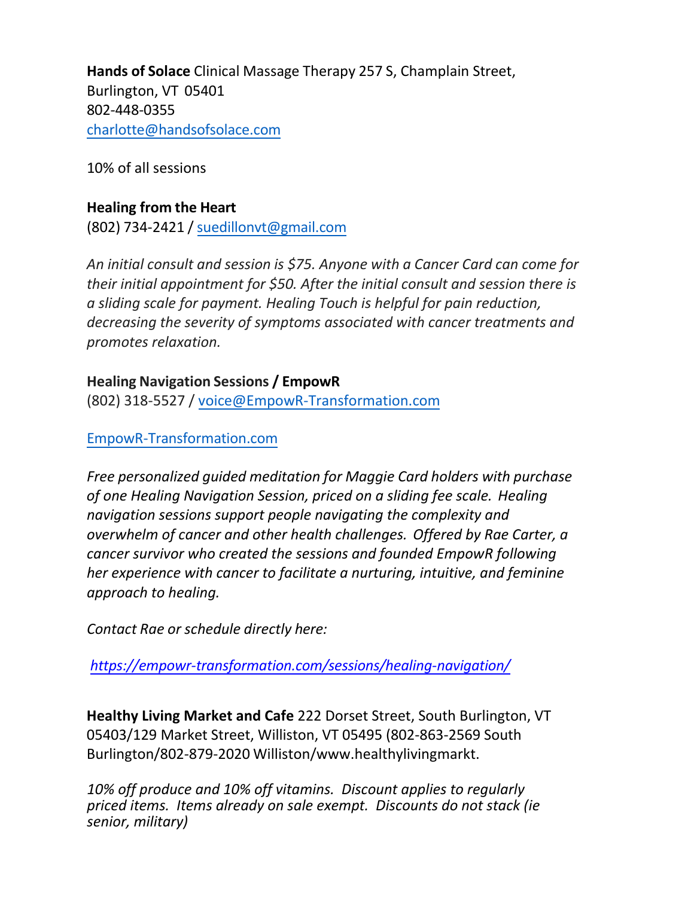**Hands of Solace** Clinical Massage Therapy 257 S, Champlain Street, Burlington, VT 05401
802-448-0355
charlotte@handsofsolace.com

10% of all sessions

**Healing from the Heart**
(802) 734-2421 / suedillonvt@gmail.com

*An initial consult and session is $75. Anyone with a Cancer Card can come for their initial appointment for $50. After the initial consult and session there is a sliding scale for payment. Healing Touch is helpful for pain reduction, decreasing the severity of symptoms associated with cancer treatments and promotes relaxation.*

**Healing Navigation Sessions / EmpowR**
(802) 318-5527 / voice@EmpowR-Transformation.com

EmpowR-Transformation.com

*Free personalized guided meditation for Maggie Card holders with purchase of one Healing Navigation Session, priced on a sliding fee scale. Healing navigation sessions support people navigating the complexity and overwhelm of cancer and other health challenges. Offered by Rae Carter, a cancer survivor who created the sessions and founded EmpowR following her experience with cancer to facilitate a nurturing, intuitive, and feminine approach to healing.*

*Contact Rae or schedule directly here:*

*https://empowr-transformation.com/sessions/healing-navigation/*

**Healthy Living Market and Cafe** 222 Dorset Street, South Burlington, VT 05403/129 Market Street, Williston, VT 05495 (802-863-2569 South Burlington/802-879-2020 Williston/www.healthylivingmarkt.

*10% off produce and 10% off vitamins. Discount applies to regularly priced items. Items already on sale exempt. Discounts do not stack (ie senior, military)*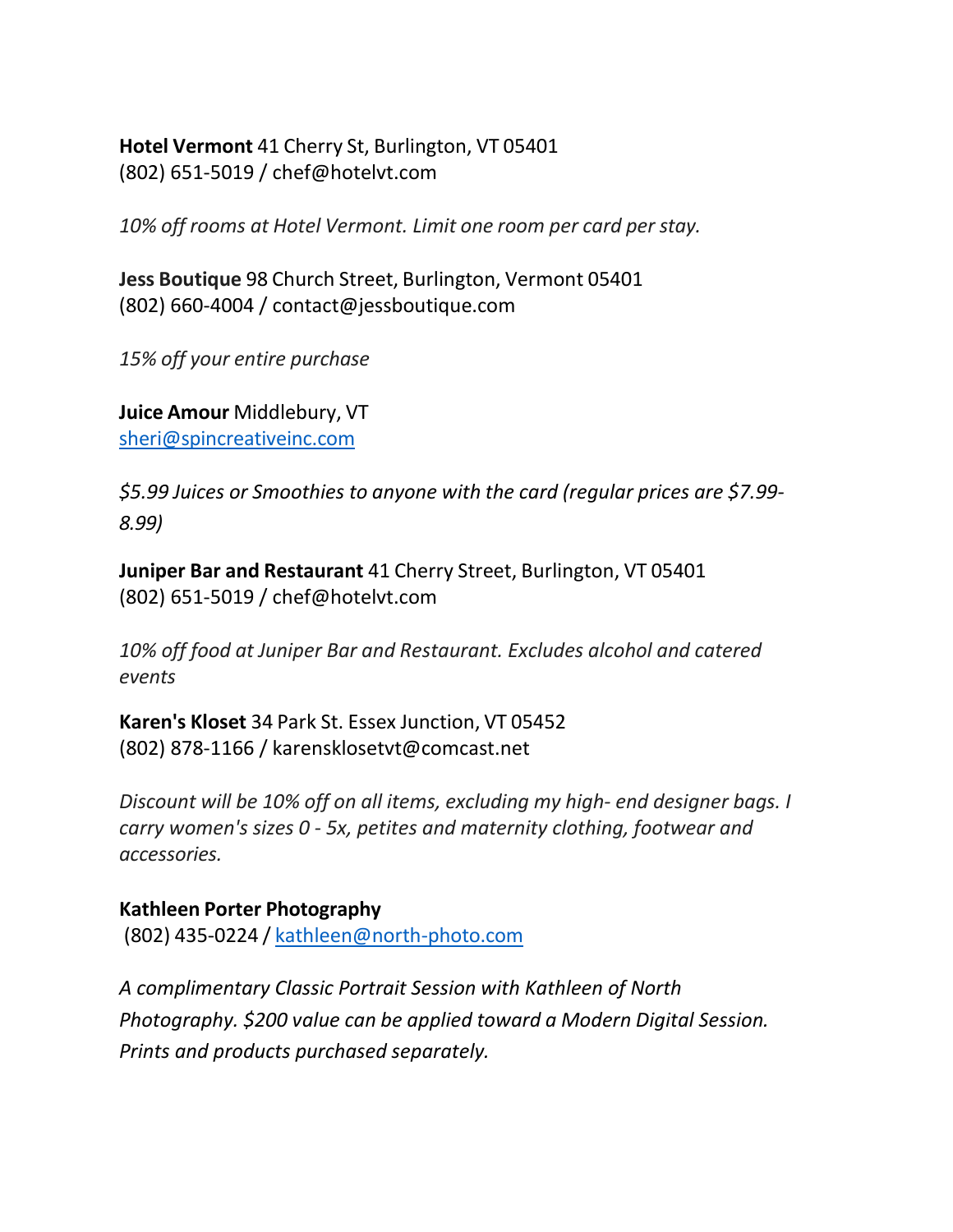**Hotel Vermont** 41 Cherry St, Burlington, VT 05401
(802) 651-5019 / chef@hotelvt.com

*10% off rooms at Hotel Vermont. Limit one room per card per stay.*

**Jess Boutique** 98 Church Street, Burlington, Vermont 05401
(802) 660-4004 / contact@jessboutique.com

*15% off your entire purchase*

**Juice Amour** Middlebury, VT
sheri@spincreativeinc.com

*$5.99 Juices or Smoothies to anyone with the card (regular prices are $7.99-8.99)*

**Juniper Bar and Restaurant** 41 Cherry Street, Burlington, VT 05401
(802) 651-5019 / chef@hotelvt.com

*10% off food at Juniper Bar and Restaurant. Excludes alcohol and catered events*

**Karen's Kloset** 34 Park St. Essex Junction, VT 05452
(802) 878-1166 / karensklosetvt@comcast.net

*Discount will be 10% off on all items, excluding my high- end designer bags. I carry women's sizes 0 - 5x, petites and maternity clothing, footwear and accessories.*

**Kathleen Porter Photography**
(802) 435-0224 / kathleen@north-photo.com

*A complimentary Classic Portrait Session with Kathleen of North Photography. $200 value can be applied toward a Modern Digital Session. Prints and products purchased separately.*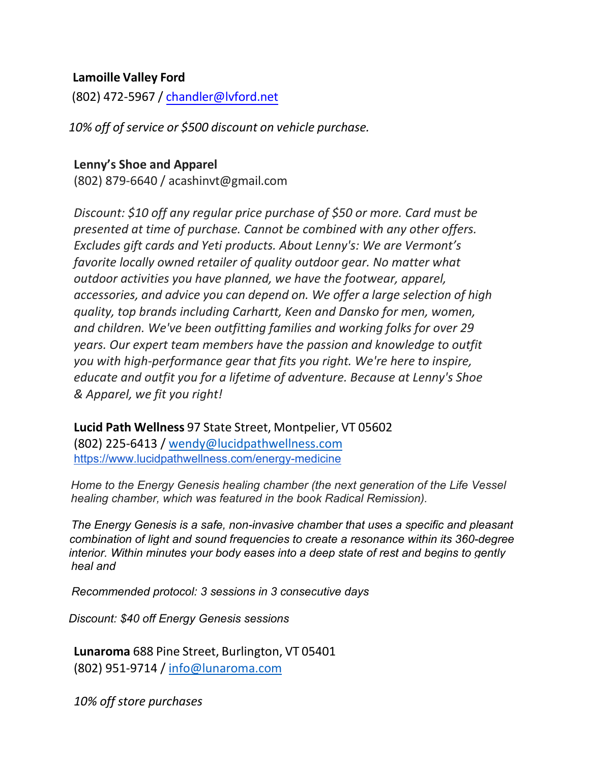**Lamoille Valley Ford**
(802) 472-5967 / chandler@lvford.net

*10% off of service or $500 discount on vehicle purchase.*

**Lenny's Shoe and Apparel**
(802) 879-6640 / acashinvt@gmail.com

*Discount: $10 off any regular price purchase of $50 or more. Card must be presented at time of purchase. Cannot be combined with any other offers. Excludes gift cards and Yeti products. About Lenny's: We are Vermont's favorite locally owned retailer of quality outdoor gear. No matter what outdoor activities you have planned, we have the footwear, apparel, accessories, and advice you can depend on. We offer a large selection of high quality, top brands including Carhartt, Keen and Dansko for men, women, and children. We've been outfitting families and working folks for over 29 years. Our expert team members have the passion and knowledge to outfit you with high-performance gear that fits you right. We're here to inspire, educate and outfit you for a lifetime of adventure. Because at Lenny's Shoe & Apparel, we fit you right!*

**Lucid Path Wellness** 97 State Street, Montpelier, VT 05602
(802) 225-6413 / wendy@lucidpathwellness.com
https://www.lucidpathwellness.com/energy-medicine

*Home to the Energy Genesis healing chamber (the next generation of the Life Vessel healing chamber, which was featured in the book Radical Remission).*

*The Energy Genesis is a safe, non-invasive chamber that uses a specific and pleasant combination of light and sound frequencies to create a resonance within its 360-degree interior. Within minutes your body eases into a deep state of rest and begins to gently heal and*

*Recommended protocol: 3 sessions in 3 consecutive days*

*Discount: $40 off Energy Genesis sessions*

**Lunaroma** 688 Pine Street, Burlington, VT 05401
(802) 951-9714 / info@lunaroma.com

*10% off store purchases*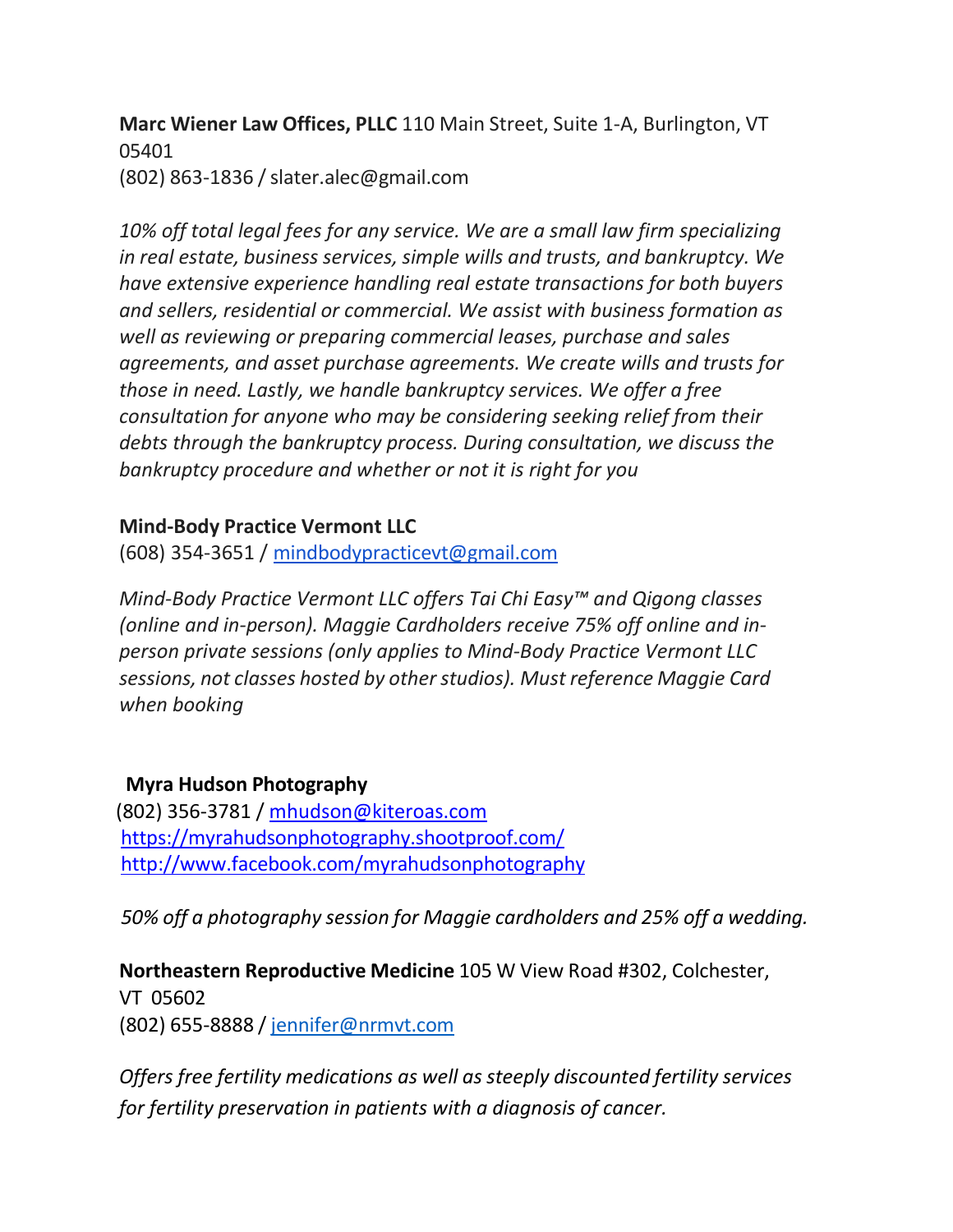**Marc Wiener Law Offices, PLLC** 110 Main Street, Suite 1-A, Burlington, VT 05401
(802) 863-1836 / slater.alec@gmail.com

*10% off total legal fees for any service. We are a small law firm specializing in real estate, business services, simple wills and trusts, and bankruptcy. We have extensive experience handling real estate transactions for both buyers and sellers, residential or commercial. We assist with business formation as well as reviewing or preparing commercial leases, purchase and sales agreements, and asset purchase agreements. We create wills and trusts for those in need. Lastly, we handle bankruptcy services. We offer a free consultation for anyone who may be considering seeking relief from their debts through the bankruptcy process. During consultation, we discuss the bankruptcy procedure and whether or not it is right for you*

**Mind-Body Practice Vermont LLC**
(608) 354-3651 / mindbodypracticevt@gmail.com

*Mind-Body Practice Vermont LLC offers Tai Chi Easy™ and Qigong classes (online and in-person). Maggie Cardholders receive 75% off online and in-person private sessions (only applies to Mind-Body Practice Vermont LLC sessions, not classes hosted by other studios). Must reference Maggie Card when booking*

**Myra Hudson Photography**
(802) 356-3781 / mhudson@kiteroas.com
https://myrahudsonphotography.shootproof.com/
http://www.facebook.com/myrahudsonphotography

*50% off a photography session for Maggie cardholders and 25% off a wedding.*

**Northeastern Reproductive Medicine** 105 W View Road #302, Colchester, VT 05602
(802) 655-8888 / jennifer@nrmvt.com

*Offers free fertility medications as well as steeply discounted fertility services for fertility preservation in patients with a diagnosis of cancer.*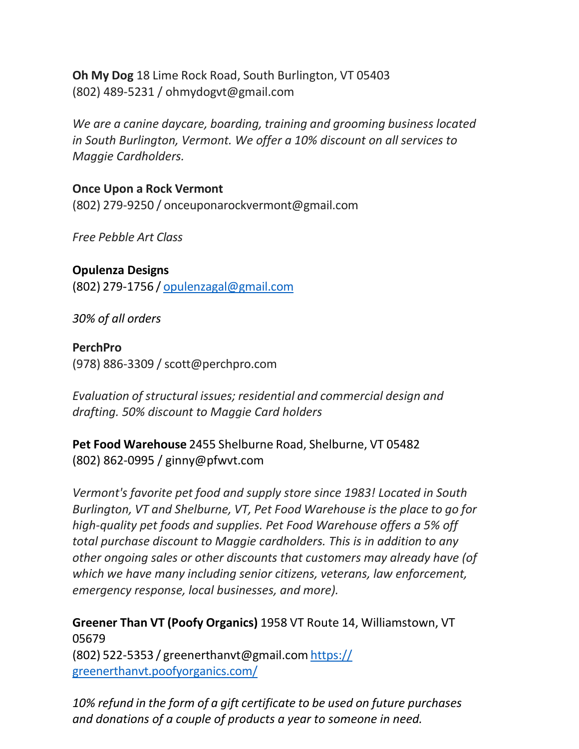**Oh My Dog** 18 Lime Rock Road, South Burlington, VT 05403
(802) 489-5231 / ohmydogvt@gmail.com

*We are a canine daycare, boarding, training and grooming business located in South Burlington, Vermont. We offer a 10% discount on all services to Maggie Cardholders.*

**Once Upon a Rock Vermont**
(802) 279-9250 / onceuponarockvermont@gmail.com

*Free Pebble Art Class*

**Opulenza Designs**
(802) 279-1756 / [opulenzagal@gmail.com](mailto:opulenzagal@gmail.com)

*30% of all orders*

**PerchPro**
(978) 886-3309 / scott@perchpro.com

*Evaluation of structural issues; residential and commercial design and drafting. 50% discount to Maggie Card holders*

**Pet Food Warehouse** 2455 Shelburne Road, Shelburne, VT 05482
(802) 862-0995 / ginny@pfwvt.com

*Vermont's favorite pet food and supply store since 1983! Located in South Burlington, VT and Shelburne, VT, Pet Food Warehouse is the place to go for high-quality pet foods and supplies. Pet Food Warehouse offers a 5% off total purchase discount to Maggie cardholders. This is in addition to any other ongoing sales or other discounts that customers may already have (of which we have many including senior citizens, veterans, law enforcement, emergency response, local businesses, and more).*

**Greener Than VT (Poofy Organics)** 1958 VT Route 14, Williamstown, VT 05679
(802) 522-5353 / greenerthanvt@gmail.com [https://greenerthanvt.poofyorganics.com/](https://greenerthanvt.poofyorganics.com/)

*10% refund in the form of a gift certificate to be used on future purchases and donations of a couple of products a year to someone in need.*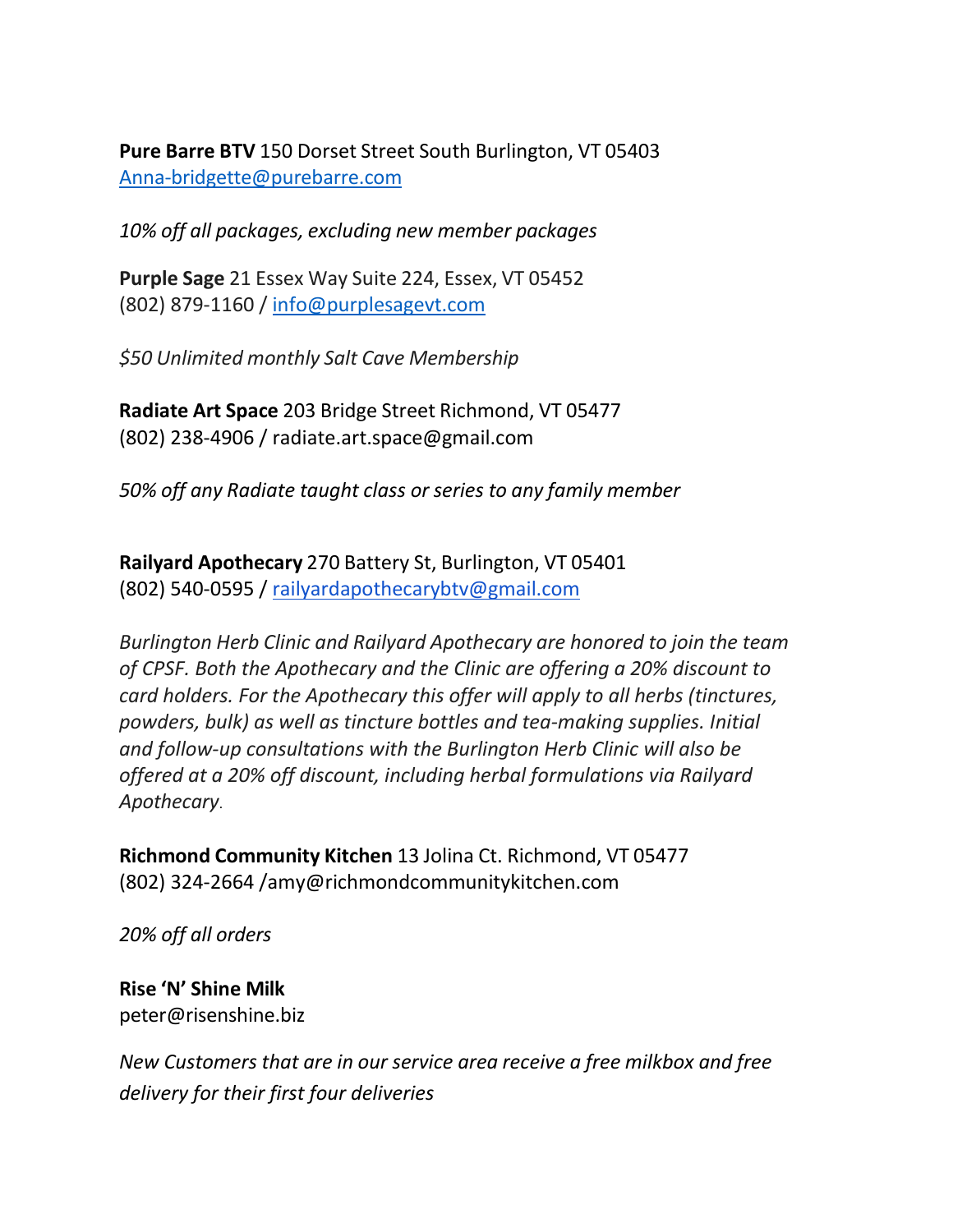**Pure Barre BTV** 150 Dorset Street South Burlington, VT 05403
Anna-bridgette@purebarre.com

*10% off all packages, excluding new member packages*

**Purple Sage** 21 Essex Way Suite 224, Essex, VT 05452
(802) 879-1160 / info@purplesagevt.com

*$50 Unlimited monthly Salt Cave Membership*

**Radiate Art Space** 203 Bridge Street Richmond, VT 05477
(802) 238-4906 / radiate.art.space@gmail.com

*50% off any Radiate taught class or series to any family member*

**Railyard Apothecary** 270 Battery St, Burlington, VT 05401
(802) 540-0595 / railyardapothecarybtv@gmail.com

*Burlington Herb Clinic and Railyard Apothecary are honored to join the team of CPSF. Both the Apothecary and the Clinic are offering a 20% discount to card holders. For the Apothecary this offer will apply to all herbs (tinctures, powders, bulk) as well as tincture bottles and tea-making supplies. Initial and follow-up consultations with the Burlington Herb Clinic will also be offered at a 20% off discount, including herbal formulations via Railyard Apothecary.*

**Richmond Community Kitchen** 13 Jolina Ct. Richmond, VT 05477
(802) 324-2664 /amy@richmondcommunitykitchen.com

*20% off all orders*

**Rise 'N' Shine Milk**
peter@risenshine.biz

*New Customers that are in our service area receive a free milkbox and free delivery for their first four deliveries*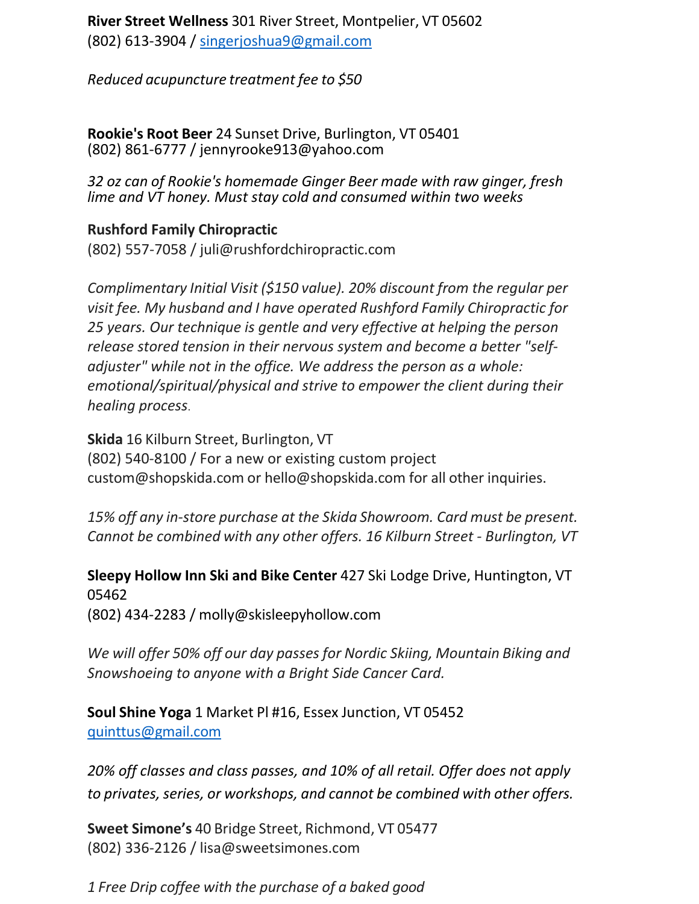**River Street Wellness** 301 River Street, Montpelier, VT 05602
(802) 613-3904 / singerjoshua9@gmail.com

*Reduced acupuncture treatment fee to $50*

**Rookie's Root Beer** 24 Sunset Drive, Burlington, VT 05401
(802) 861-6777 / jennyrooke913@yahoo.com

*32 oz can of Rookie's homemade Ginger Beer made with raw ginger, fresh lime and VT honey. Must stay cold and consumed within two weeks*

**Rushford Family Chiropractic**
(802) 557-7058 / juli@rushfordchiropractic.com

*Complimentary Initial Visit ($150 value). 20% discount from the regular per visit fee. My husband and I have operated Rushford Family Chiropractic for 25 years. Our technique is gentle and very effective at helping the person release stored tension in their nervous system and become a better "self-adjuster" while not in the office. We address the person as a whole: emotional/spiritual/physical and strive to empower the client during their healing process.*

**Skida** 16 Kilburn Street, Burlington, VT
(802) 540-8100 / For a new or existing custom project custom@shopskida.com or hello@shopskida.com for all other inquiries.

*15% off any in-store purchase at the Skida Showroom. Card must be present. Cannot be combined with any other offers. 16 Kilburn Street - Burlington, VT*

**Sleepy Hollow Inn Ski and Bike Center** 427 Ski Lodge Drive, Huntington, VT 05462
(802) 434-2283 / molly@skisleepyhollow.com

*We will offer 50% off our day passes for Nordic Skiing, Mountain Biking and Snowshoeing to anyone with a Bright Side Cancer Card.*

**Soul Shine Yoga** 1 Market Pl #16, Essex Junction, VT 05452
quinttus@gmail.com

*20% off classes and class passes, and 10% of all retail. Offer does not apply to privates, series, or workshops, and cannot be combined with other offers.*

**Sweet Simone's** 40 Bridge Street, Richmond, VT 05477
(802) 336-2126 / lisa@sweetsimones.com

*1 Free Drip coffee with the purchase of a baked good*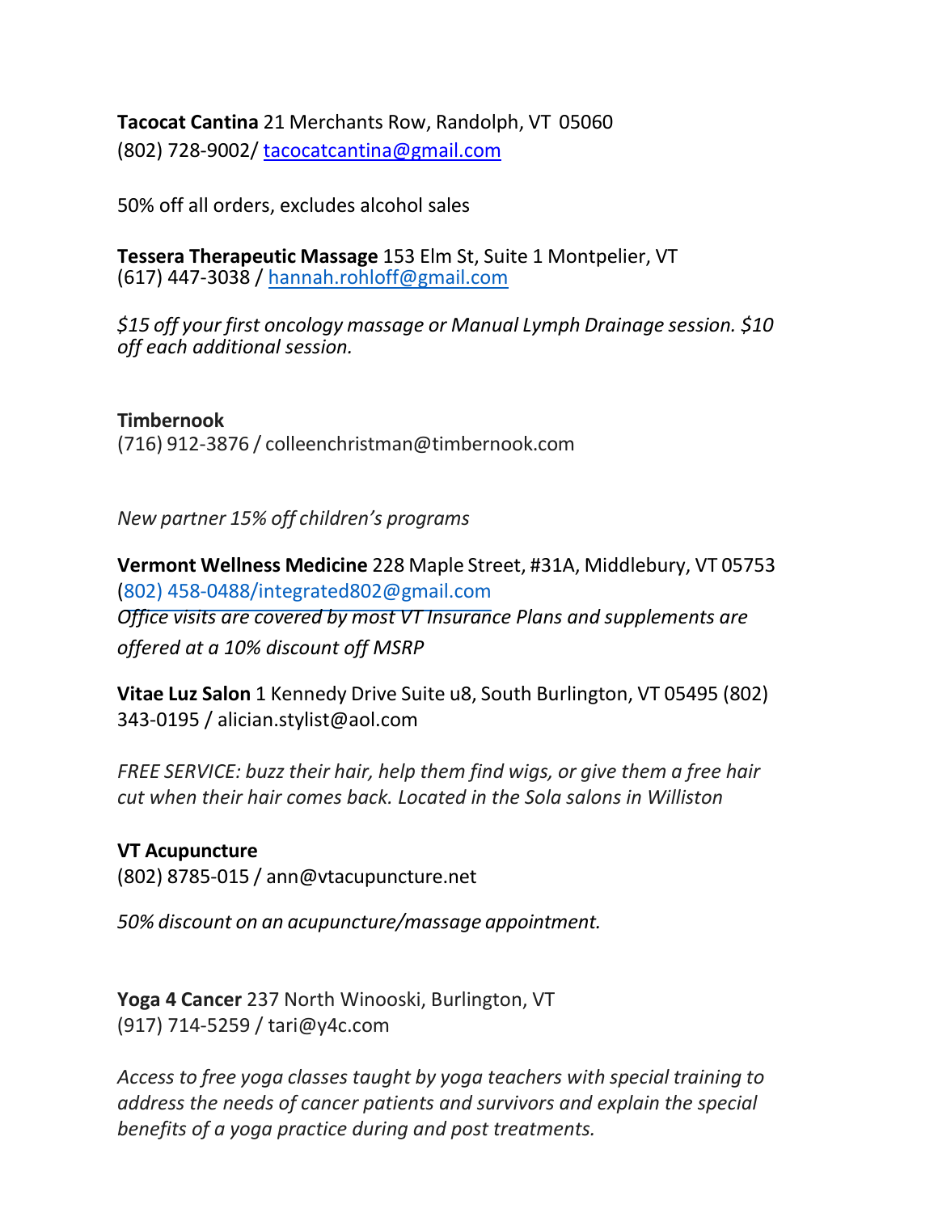**Tacocat Cantina** 21 Merchants Row, Randolph, VT 05060
(802) 728-9002/ tacocatcantina@gmail.com

50% off all orders, excludes alcohol sales

**Tessera Therapeutic Massage** 153 Elm St, Suite 1 Montpelier, VT
(617) 447-3038 / hannah.rohloff@gmail.com

*$15 off your first oncology massage or Manual Lymph Drainage session. $10 off each additional session.*

**Timbernook**
(716) 912-3876 / colleenchristman@timbernook.com

*New partner 15% off children's programs*

**Vermont Wellness Medicine** 228 Maple Street, #31A, Middlebury, VT 05753
(802) 458-0488/integrated802@gmail.com
*Office visits are covered by most VT Insurance Plans and supplements are offered at a 10% discount off MSRP*

**Vitae Luz Salon** 1 Kennedy Drive Suite u8, South Burlington, VT 05495 (802) 343-0195 / alician.stylist@aol.com

*FREE SERVICE: buzz their hair, help them find wigs, or give them a free hair cut when their hair comes back. Located in the Sola salons in Williston*

**VT Acupuncture**
(802) 8785-015 / ann@vtacupuncture.net

*50% discount on an acupuncture/massage appointment.*

**Yoga 4 Cancer** 237 North Winooski, Burlington, VT
(917) 714-5259 / tari@y4c.com

*Access to free yoga classes taught by yoga teachers with special training to address the needs of cancer patients and survivors and explain the special benefits of a yoga practice during and post treatments.*